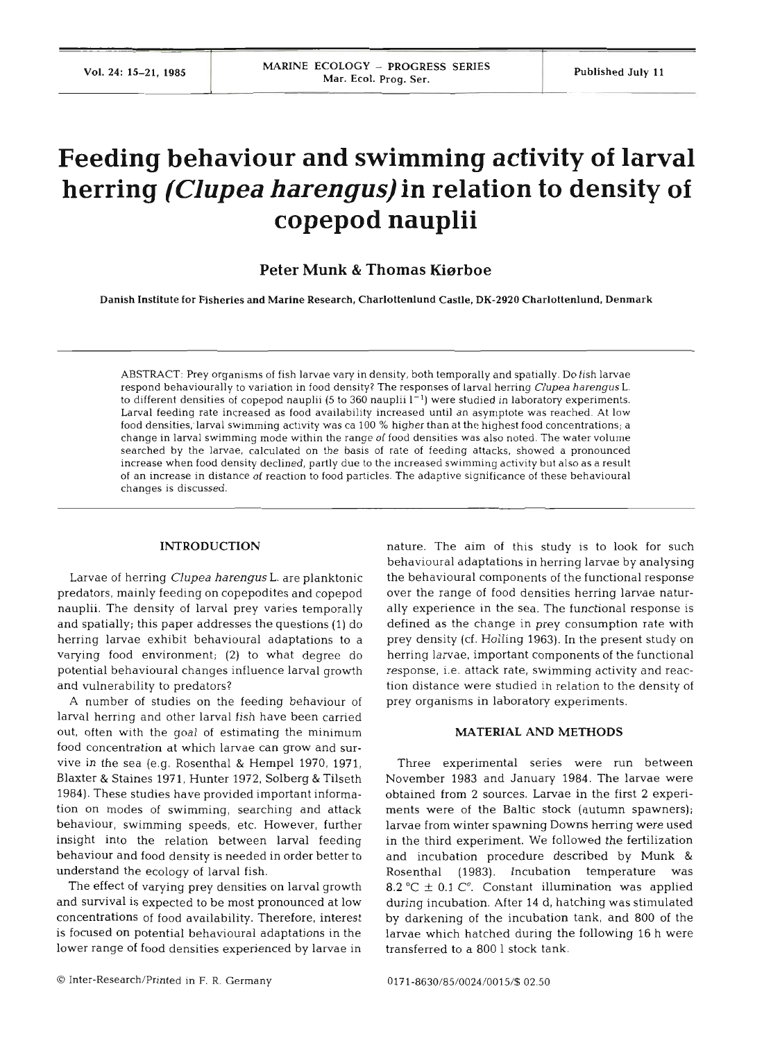# Feeding behaviour and swimming activity of larval herring (*Clupea harengus*) in relation to density of copepod nauplii

**Peter Munk & Thomas Kiørboe**

Danish Institute for Fisheries and Marine Research, Charlottenlund Castle, DK-2920 Charlottenlund, Denmark

ABSTRACT: Prey organisms of fish larvae vary in density, both temporally and spatially. Do fish larvae respond behaviourally to variation in food density? The responses of larval herring *Clupea harengus* L. to different densities of copepod nauplii (5 to 360 nauplii $l^{-1}$) were studied in laboratory experiments. Larval feeding rate increased as food availability increased until an asymptote was reached. At low food densities, larval swimming activity was ca 100 % higher than at the highest food concentrations; a change in larval swimming mode within the range of food densities was also noted. The water volume searched by the larvae, calculated on the basis of rate of feeding attacks, showed a pronounced increase when food density declined, partly due to the increased swimming activity but also as a result of an increase in distance of reaction to food particles. The adaptive significance of these behavioural changes is discussed.

## INTRODUCTION

Larvae of herring *Clupea harengus* L. are planktonic predators, mainly feeding on copepodites and copepod nauplii. The density of larval prey varies temporally and spatially; this paper addresses the questions (1) do herring larvae exhibit behavioural adaptations to a varying food environment; (2) to what degree do potential behavioural changes influence larval growth and vulnerability to predators?

A number of studies on the feeding behaviour of larval herring and other larval fish have been carried out, often with the goal of estimating the minimum food concentration at which larvae can grow and survive in the sea (e.g. Rosenthal & Hempel 1970, 1971, Blaxter & Staines 1971, Hunter 1972, Solberg & Tilseth 1984). These studies have provided important information on modes of swimming, searching and attack behaviour, swimming speeds, etc. However, further insight into the relation between larval feeding behaviour and food density is needed in order better to understand the ecology of larval fish.

The effect of varying prey densities on larval growth and survival is expected to be most pronounced at low concentrations of food availability. Therefore, interest is focused on potential behavioural adaptations in the lower range of food densities experienced by larvae in nature. The aim of this study is to look for such behavioural adaptations in herring larvae by analysing the behavioural components of the functional response over the range of food densities herring larvae naturally experience in the sea. The functional response is defined as the change in prey consumption rate with prey density (cf. Holling 1963). In the present study on herring larvae, important components of the functional response, i.e. attack rate, swimming activity and reaction distance were studied in relation to the density of prey organisms in laboratory experiments.

## MATERIAL AND METHODS

Three experimental series were run between November 1983 and January 1984. The larvae were obtained from 2 sources. Larvae in the first 2 experiments were of the Baltic stock (autumn spawners); larvae from winter spawning Downs herring were used in the third experiment. We followed the fertilization and incubation procedure described by Munk & Rosenthal (1983). Incubation temperature was 8.2 °C ± 0.1 C°. Constant illumination was applied during incubation. After 14 d, hatching was stimulated by darkening of the incubation tank, and 800 of the larvae which hatched during the following 16 h were transferred to a 800 l stock tank.

© Inter-Research/Printed in F. R. Germany

0171-8630/85/0024/0015/$ 02.50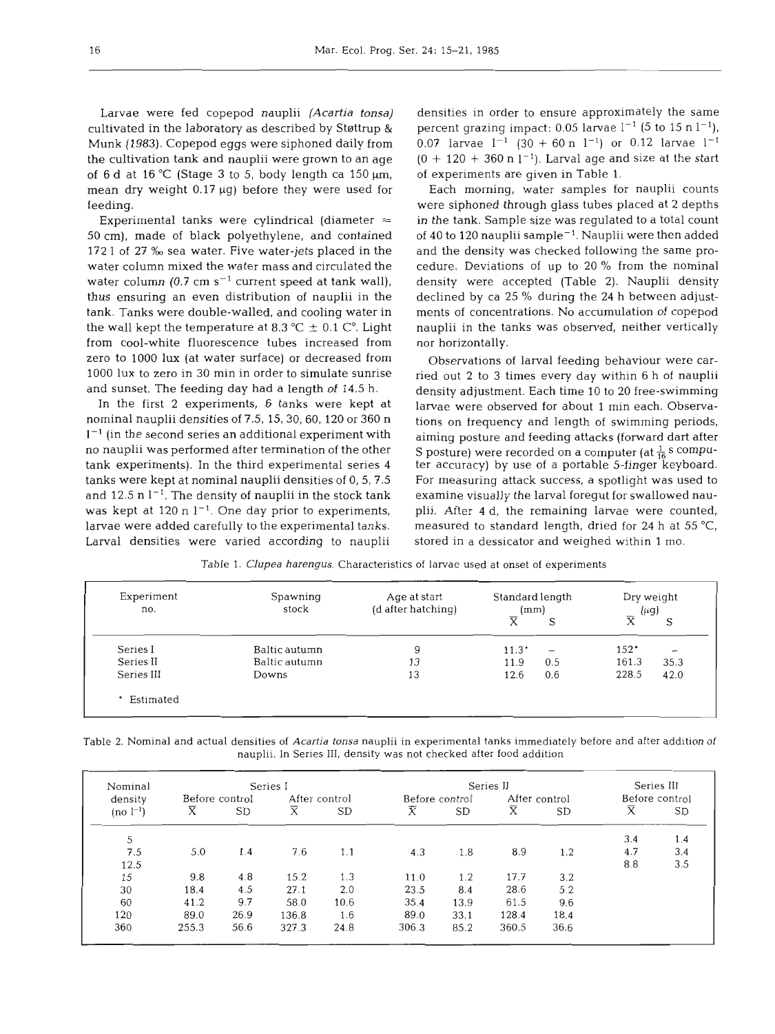Larvae were fed copepod nauplii (*Acartia tonsa*) cultivated in the laboratory as described by Støttrup & Munk (1983). Copepod eggs were siphoned daily from the cultivation tank and nauplii were grown to an age of 6 d at 16 °C (Stage 3 to 5, body length ca 150 µm, mean dry weight 0.17 µg) before they were used for feeding.

Experimental tanks were cylindrical (diameter = 50 cm), made of black polyethylene, and contained 172 l of 27 ‰ sea water. Five water-jets placed in the water column mixed the water mass and circulated the water column (0.7 cm $s^{-1}$ current speed at tank wall), thus ensuring an even distribution of nauplii in the tank. Tanks were double-walled, and cooling water in the wall kept the temperature at 8.3 °C ± 0.1 C°. Light from cool-white fluorescence tubes increased from zero to 1000 lux (at water surface) or decreased from 1000 lux to zero in 30 min in order to simulate sunrise and sunset. The feeding day had a length of 14.5 h.

In the first 2 experiments, 6 tanks were kept at nominal nauplii densities of 7.5, 15, 30, 60, 120 or 360 n $l^{-1}$ (in the second series an additional experiment with no nauplii was performed after termination of the other tank experiments). In the third experimental series 4 tanks were kept at nominal nauplii densities of 0, 5, 7.5 and 12.5 n $l^{-1}$. The density of nauplii in the stock tank was kept at 120 n $l^{-1}$. One day prior to experiments, larvae were added carefully to the experimental tanks. Larval densities were varied according to nauplii densities in order to ensure approximately the same percent grazing impact: 0.05 larvae $l^{-1}$ (5 to 15 n $l^{-1}$), 0.07 larvae $l^{-1}$ (30 + 60 n $l^{-1}$) or 0.12 larvae $l^{-1}$ (0 + 120 + 360 n $l^{-1}$). Larval age and size at the start of experiments are given in Table 1.

Each morning, water samples for nauplii counts were siphoned through glass tubes placed at 2 depths in the tank. Sample size was regulated to a total count of 40 to 120 nauplii sample$^{-1}$. Nauplii were then added and the density was checked following the same procedure. Deviations of up to 20 % from the nominal density were accepted (Table 2). Nauplii density declined by ca 25 % during the 24 h between adjustments of concentrations. No accumulation of copepod nauplii in the tanks was observed, neither vertically nor horizontally.

Observations of larval feeding behaviour were carried out 2 to 3 times every day within 6 h of nauplii density adjustment. Each time 10 to 20 free-swimming larvae were observed for about 1 min each. Observations on frequency and length of swimming periods, aiming posture and feeding attacks (forward dart after S posture) were recorded on a computer (at $\frac{1}{16}$ s computer accuracy) by use of a portable 5-finger keyboard. For measuring attack success, a spotlight was used to examine visually the larval foregut for swallowed nauplii. After 4 d, the remaining larvae were counted, measured to standard length, dried for 24 h at 55 °C, stored in a dessicator and weighed within 1 mo.

Table 1. *Clupea harengus*. Characteristics of larvae used at onset of experiments

| Experiment no. | Spawning stock | Age at start (d after hatching) | Standard length (mm) | | Dry weight (µg) | |
|---|---|---|---|---|---|---|
| | | | $\overline{X}$ | S | $\overline{X}$ | S |
| Series I | Baltic autumn | 9 | 11.3* | – | 152* | – |
| Series II | Baltic autumn | 13 | 11.9 | 0.5 | 161.3 | 35.3 |
| Series III | Downs | 13 | 12.6 | 0.6 | 228.5 | 42.0 |

\* Estimated

Table 2. Nominal and actual densities of *Acartia tonsa* nauplii in experimental tanks immediately before and after addition of nauplii. In Series III, density was not checked after food addition

| Nominal density (no $l^{-1}$) | Series I | | | | Series II | | | | Series III | |
|---|---|---|---|---|---|---|---|---|---|---|
| | Before control | | After control | | Before control | | After control | | Before control | |
| | $\overline{X}$ | SD | $\overline{X}$ | SD | $\overline{X}$ | SD | $\overline{X}$ | SD | $\overline{X}$ | SD |
| 5 | | | | | | | | | 3.4 | 1.4 |
| 7.5 | 5.0 | 1.4 | 7.6 | 1.1 | 4.3 | 1.8 | 8.9 | 1.2 | 4.7 | 3.4 |
| 12.5 | | | | | | | | | 8.8 | 3.5 |
| 15 | 9.8 | 4.8 | 15.2 | 1.3 | 11.0 | 1.2 | 17.7 | 3.2 | | |
| 30 | 18.4 | 4.5 | 27.1 | 2.0 | 23.5 | 8.4 | 28.6 | 5.2 | | |
| 60 | 41.2 | 9.7 | 58.0 | 10.6 | 35.4 | 13.9 | 61.5 | 9.6 | | |
| 120 | 89.0 | 26.9 | 136.8 | 1.6 | 89.0 | 33.1 | 128.4 | 18.4 | | |
| 360 | 255.3 | 56.6 | 327.3 | 24.8 | 306.3 | 85.2 | 360.5 | 36.6 | | |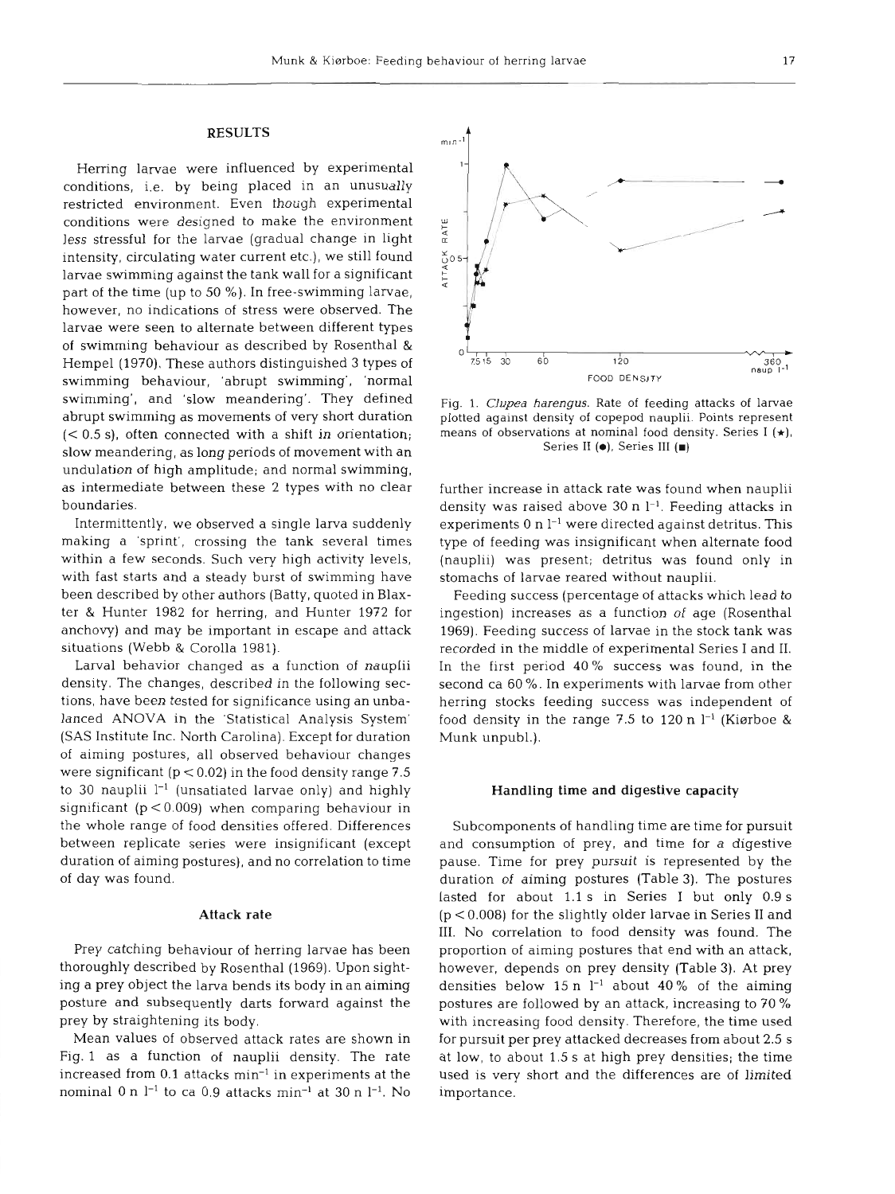## RESULTS

Herring larvae were influenced by experimental conditions, i.e. by being placed in an unusually restricted environment. Even though experimental conditions were designed to make the environment less stressful for the larvae (gradual change in light intensity, circulating water current etc.), we still found larvae swimming against the tank wall for a significant part of the time (up to 50 %). In free-swimming larvae, however, no indications of stress were observed. The larvae were seen to alternate between different types of swimming behaviour as described by Rosenthal & Hempel (1970). These authors distinguished 3 types of swimming behaviour, 'abrupt swimming', 'normal swimming', and 'slow meandering'. They defined abrupt swimming as movements of very short duration (< 0.5 s), often connected with a shift in orientation; slow meandering, as long periods of movement with an undulation of high amplitude; and normal swimming, as intermediate between these 2 types with no clear boundaries.

Intermittently, we observed a single larva suddenly making a 'sprint', crossing the tank several times within a few seconds. Such very high activity levels, with fast starts and a steady burst of swimming have been described by other authors (Batty, quoted in Blaxter & Hunter 1982 for herring, and Hunter 1972 for anchovy) and may be important in escape and attack situations (Webb & Corolla 1981).

Larval behavior changed as a function of nauplii density. The changes, described in the following sections, have been tested for significance using an unbalanced ANOVA in the 'Statistical Analysis System' (SAS Institute Inc. North Carolina). Except for duration of aiming postures, all observed behaviour changes were significant ($p < 0.02$) in the food density range 7.5 to 30 nauplii $l^{-1}$ (unsatiated larvae only) and highly significant ($p < 0.009$) when comparing behaviour in the whole range of food densities offered. Differences between replicate series were insignificant (except duration of aiming postures), and no correlation to time of day was found.

### Attack rate

Prey catching behaviour of herring larvae has been thoroughly described by Rosenthal (1969). Upon sighting a prey object the larva bends its body in an aiming posture and subsequently darts forward against the prey by straightening its body.

Mean values of observed attack rates are shown in Fig. 1 as a function of nauplii density. The rate increased from 0.1 attacks $min^{-1}$ in experiments at the nominal 0 n $l^{-1}$ to ca 0.9 attacks $min^{-1}$ at 30 n $l^{-1}$. No further increase in attack rate was found when nauplii density was raised above 30 n $l^{-1}$. Feeding attacks in experiments 0 n $l^{-1}$ were directed against detritus. This type of feeding was insignificant when alternate food (nauplii) was present; detritus was found only in stomachs of larvae reared without nauplii.

Fig. 1. *Clupea harengus*. Rate of feeding attacks of larvae plotted against density of copepod nauplii. Points represent means of observations at nominal food density. Series I (★), Series II (●), Series III (■)

Feeding success (percentage of attacks which lead to ingestion) increases as a function of age (Rosenthal 1969). Feeding success of larvae in the stock tank was recorded in the middle of experimental Series I and II. In the first period 40 % success was found, in the second ca 60 %. In experiments with larvae from other herring stocks feeding success was independent of food density in the range 7.5 to 120 n $l^{-1}$ (Kiørboe & Munk unpubl.).

### Handling time and digestive capacity

Subcomponents of handling time are time for pursuit and consumption of prey, and time for a digestive pause. Time for prey pursuit is represented by the duration of aiming postures (Table 3). The postures lasted for about 1.1 s in Series I but only 0.9 s ($p < 0.008$) for the slightly older larvae in Series II and III. No correlation to food density was found. The proportion of aiming postures that end with an attack, however, depends on prey density (Table 3). At prey densities below 15 n $l^{-1}$ about 40 % of the aiming postures are followed by an attack, increasing to 70 % with increasing food density. Therefore, the time used for pursuit per prey attacked decreases from about 2.5 s at low, to about 1.5 s at high prey densities; the time used is very short and the differences are of limited importance.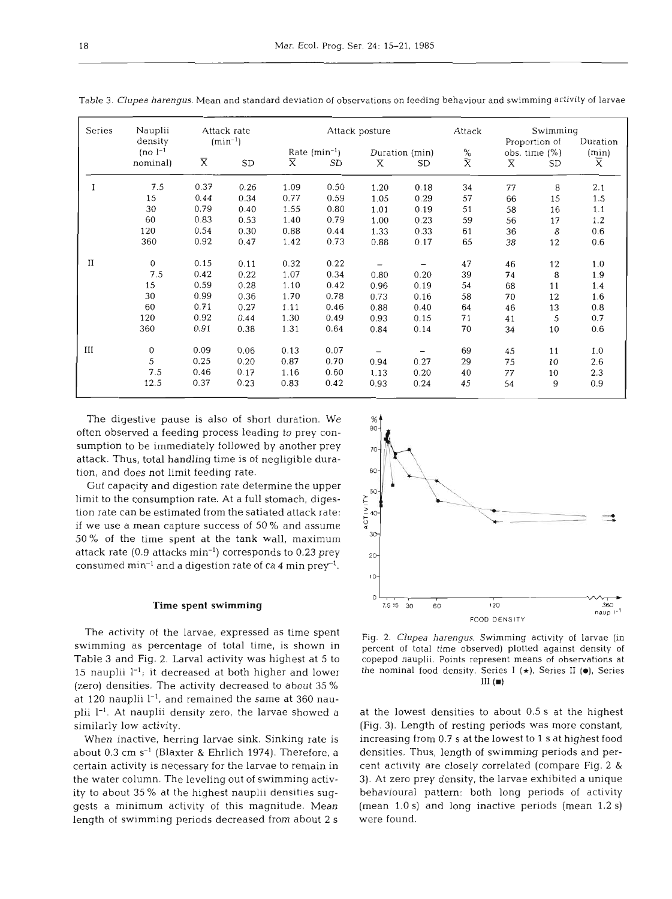Table 3. *Clupea harengus*. Mean and standard deviation of observations on feeding behaviour and swimming activity of larvae

| Series | Nauplii density (no $l^{-1}$ nominal) | Attack rate ($min^{-1}$) | | Attack posture | | | | Attack | Swimming | | |
|---|---|---|---|---|---|---|---|---|---|---|---|
| | | | | Rate ($min^{-1}$) | | Duration (min) | | % | Proportion of obs. time (%) | | Duration (min) |
| | | $\bar{X}$ | SD | $\bar{X}$ | SD | $\bar{X}$ | SD | $\bar{X}$ | $\bar{X}$ | SD | $\bar{X}$ |
| I | 7.5 | 0.37 | 0.26 | 1.09 | 0.50 | 1.20 | 0.18 | 34 | 77 | 8 | 2.1 |
| | 15 | 0.44 | 0.34 | 0.77 | 0.59 | 1.05 | 0.29 | 57 | 66 | 15 | 1.5 |
| | 30 | 0.79 | 0.40 | 1.55 | 0.80 | 1.01 | 0.19 | 51 | 58 | 16 | 1.1 |
| | 60 | 0.83 | 0.53 | 1.40 | 0.79 | 1.00 | 0.23 | 59 | 56 | 17 | 1.2 |
| | 120 | 0.54 | 0.30 | 0.88 | 0.44 | 1.33 | 0.33 | 61 | 36 | 8 | 0.6 |
| | 360 | 0.92 | 0.47 | 1.42 | 0.73 | 0.88 | 0.17 | 65 | 38 | 12 | 0.6 |
| II | 0 | 0.15 | 0.11 | 0.32 | 0.22 | – | – | 47 | 46 | 12 | 1.0 |
| | 7.5 | 0.42 | 0.22 | 1.07 | 0.34 | 0.80 | 0.20 | 39 | 74 | 8 | 1.9 |
| | 15 | 0.59 | 0.28 | 1.10 | 0.42 | 0.96 | 0.19 | 54 | 68 | 11 | 1.4 |
| | 30 | 0.99 | 0.36 | 1.70 | 0.78 | 0.73 | 0.16 | 58 | 70 | 12 | 1.6 |
| | 60 | 0.71 | 0.27 | 1.11 | 0.46 | 0.88 | 0.40 | 64 | 46 | 13 | 0.8 |
| | 120 | 0.92 | 0.44 | 1.30 | 0.49 | 0.93 | 0.15 | 71 | 41 | 5 | 0.7 |
| | 360 | 0.91 | 0.38 | 1.31 | 0.64 | 0.84 | 0.14 | 70 | 34 | 10 | 0.6 |
| III | 0 | 0.09 | 0.06 | 0.13 | 0.07 | – | – | 69 | 45 | 11 | 1.0 |
| | 5 | 0.25 | 0.20 | 0.87 | 0.70 | 0.94 | 0.27 | 29 | 75 | 10 | 2.6 |
| | 7.5 | 0.46 | 0.17 | 1.16 | 0.60 | 1.13 | 0.20 | 40 | 77 | 10 | 2.3 |
| | 12.5 | 0.37 | 0.23 | 0.83 | 0.42 | 0.93 | 0.24 | 45 | 54 | 9 | 0.9 |

The digestive pause is also of short duration. We often observed a feeding process leading to prey consumption to be immediately followed by another prey attack. Thus, total handling time is of negligible duration, and does not limit feeding rate.

Gut capacity and digestion rate determine the upper limit to the consumption rate. At a full stomach, digestion rate can be estimated from the satiated attack rate: if we use a mean capture success of 50 % and assume 50 % of the time spent at the tank wall, maximum attack rate (0.9 attacks $min^{-1}$) corresponds to 0.23 prey consumed $min^{-1}$ and a digestion rate of *ca* 4 min $prey^{-1}$.

### Time spent swimming

The activity of the larvae, expressed as time spent swimming as percentage of total time, is shown in Table 3 and Fig. 2. Larval activity was highest at 5 to 15 nauplii $l^{-1}$; it decreased at both higher and lower (zero) densities. The activity decreased to about 35 % at 120 nauplii $l^{-1}$, and remained the same at 360 nauplii $l^{-1}$. At nauplii density zero, the larvae showed a similarly low activity.

When inactive, herring larvae sink. Sinking rate is about 0.3 cm $s^{-1}$ (Blaxter & Ehrlich 1974). Therefore, a certain activity is necessary for the larvae to remain in the water column. The leveling out of swimming activity to about 35 % at the highest nauplii densities suggests a minimum activity of this magnitude. Mean length of swimming periods decreased from about 2 s at the lowest densities to about 0.5 s at the highest (Fig. 3). Length of resting periods was more constant, increasing from 0.7 s at the lowest to 1 s at highest food densities. Thus, length of swimming periods and percent activity are closely correlated (compare Fig. 2 & 3). At zero prey density, the larvae exhibited a unique behavioural pattern: both long periods of activity (mean 1.0 s) and long inactive periods (mean 1.2 s) were found.

Fig. 2. *Clupea harengus*. Swimming activity of larvae (in percent of total time observed) plotted against density of copepod nauplii. Points represent means of observations at the nominal food density. Series I (★), Series II (●), Series III (■)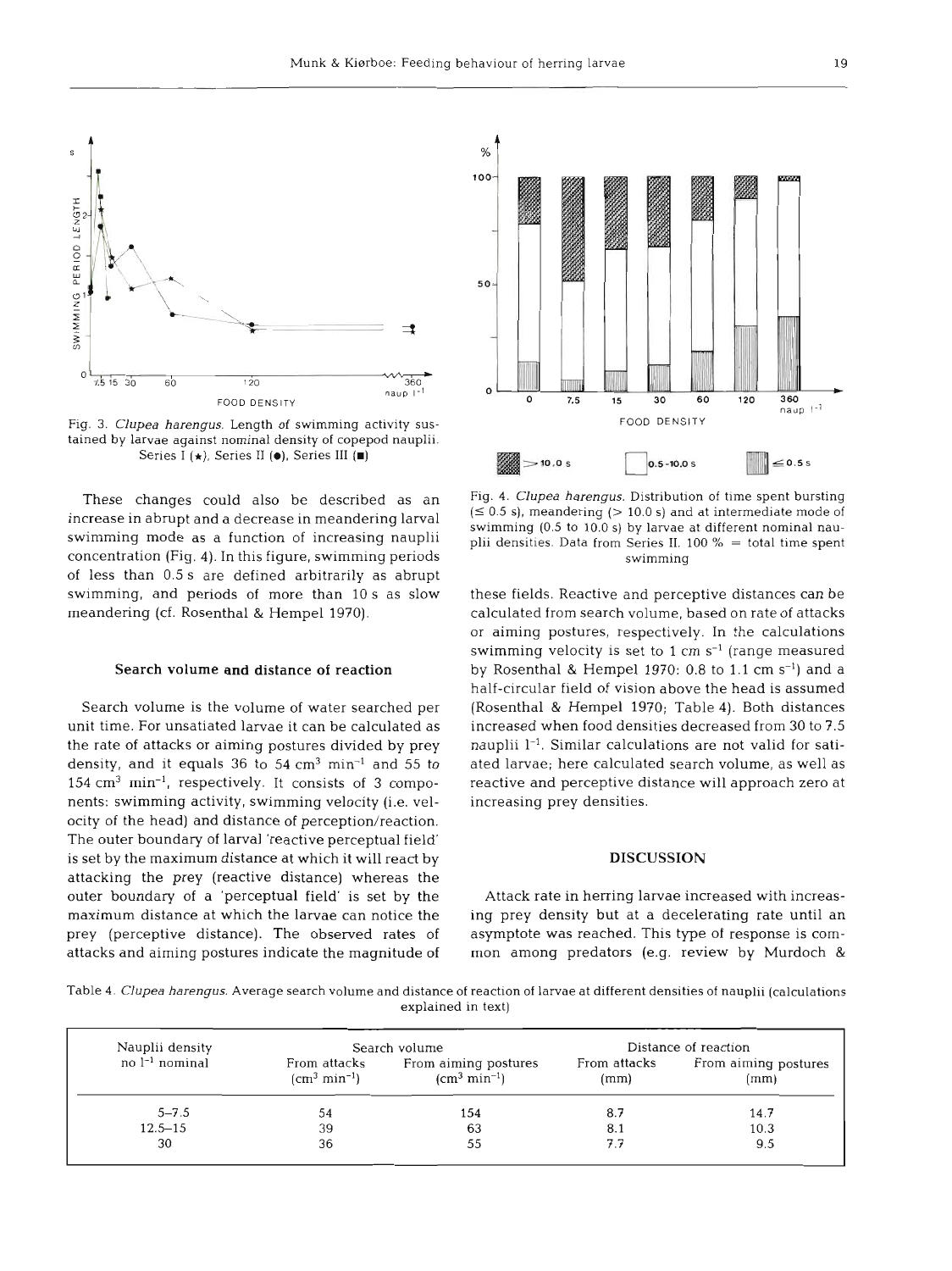Fig. 3. *Clupea harengus*. Length of swimming activity sustained by larvae against nominal density of copepod nauplii. Series I (★), Series II (●), Series III (■)

These changes could also be described as an increase in abrupt and a decrease in meandering larval swimming mode as a function of increasing nauplii concentration (Fig. 4). In this figure, swimming periods of less than 0.5 s are defined arbitrarily as abrupt swimming, and periods of more than 10 s as slow meandering (cf. Rosenthal & Hempel 1970).

### Search volume and distance of reaction

Search volume is the volume of water searched per unit time. For unsatiated larvae it can be calculated as the rate of attacks or aiming postures divided by prey density, and it equals 36 to 54 $cm^3$ $min^{-1}$ and 55 to 154 $cm^3$ $min^{-1}$, respectively. It consists of 3 components: swimming activity, swimming velocity (i.e. velocity of the head) and distance of perception/reaction. The outer boundary of larval 'reactive perceptual field' is set by the maximum distance at which it will react by attacking the prey (reactive distance) whereas the outer boundary of a 'perceptual field' is set by the maximum distance at which the larvae can notice the prey (perceptive distance). The observed rates of attacks and aiming postures indicate the magnitude of these fields. Reactive and perceptive distances can be calculated from search volume, based on rate of attacks or aiming postures, respectively. In the calculations swimming velocity is set to 1 cm $s^{-1}$ (range measured by Rosenthal & Hempel 1970: 0.8 to 1.1 cm $s^{-1}$) and a half-circular field of vision above the head is assumed (Rosenthal & Hempel 1970; Table 4). Both distances increased when food densities decreased from 30 to 7.5 nauplii $l^{-1}$. Similar calculations are not valid for satiated larvae; here calculated search volume, as well as reactive and perceptive distance will approach zero at increasing prey densities.

Fig. 4. *Clupea harengus*. Distribution of time spent bursting (≤ 0.5 s), meandering (> 10.0 s) and at intermediate mode of swimming (0.5 to 10.0 s) by larvae at different nominal nauplii densities. Data from Series II. 100 % = total time spent swimming

## DISCUSSION

Attack rate in herring larvae increased with increasing prey density but at a decelerating rate until an asymptote was reached. This type of response is common among predators (e.g. review by Murdoch &

Table 4. *Clupea harengus*. Average search volume and distance of reaction of larvae at different densities of nauplii (calculations explained in text)

| Nauplii density no $l^{-1}$ nominal | Search volume | | Distance of reaction | |
|---|---|---|---|---|
| | From attacks ($cm^3$ $min^{-1}$) | From aiming postures ($cm^3$ $min^{-1}$) | From attacks (mm) | From aiming postures (mm) |
| 5–7.5 | 54 | 154 | 8.7 | 14.7 |
| 12.5–15 | 39 | 63 | 8.1 | 10.3 |
| 30 | 36 | 55 | 7.7 | 9.5 |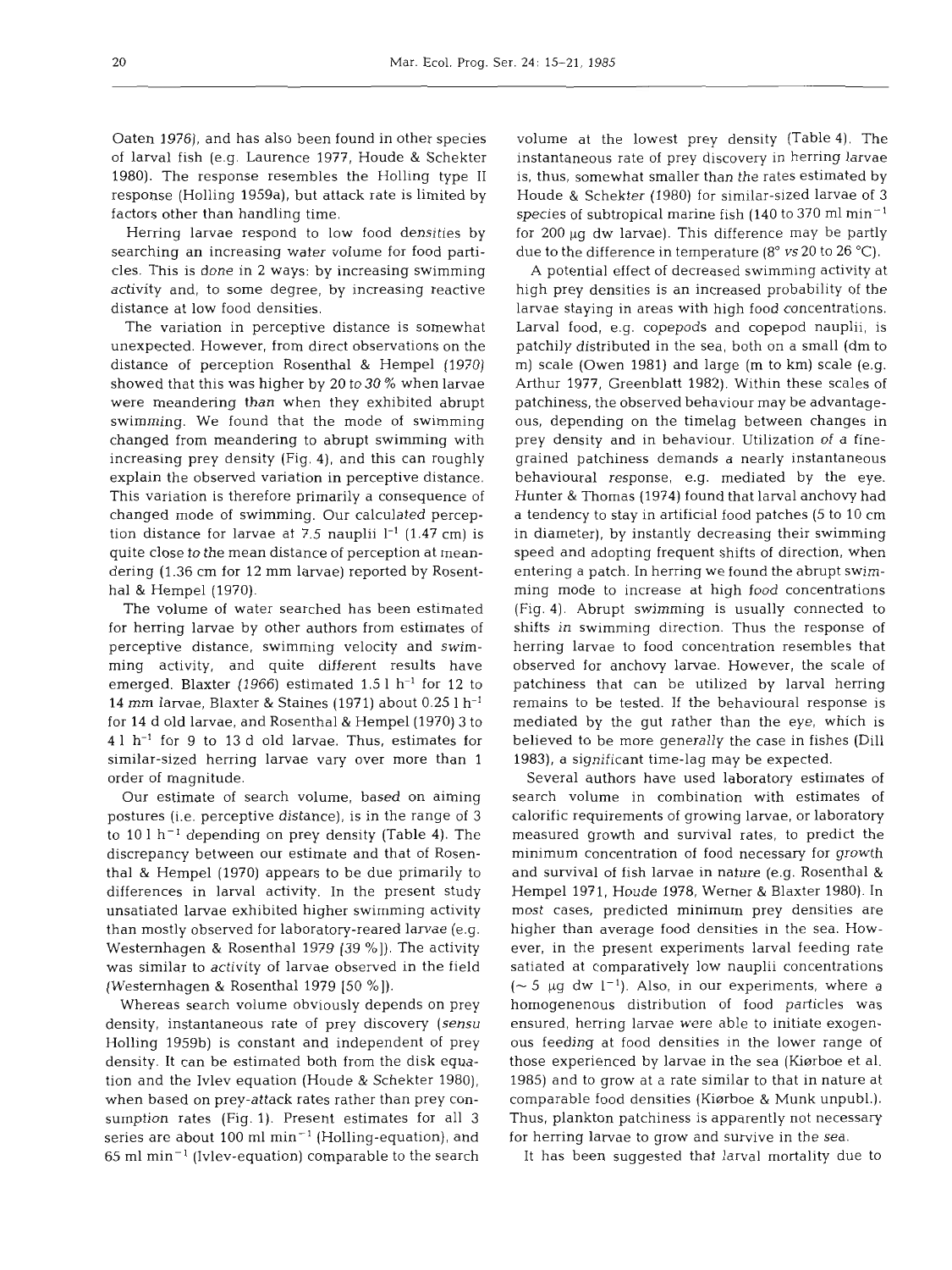Oaten 1976), and has also been found in other species of larval fish (e.g. Laurence 1977, Houde & Schekter 1980). The response resembles the Holling type II response (Holling 1959a), but attack rate is limited by factors other than handling time.

Herring larvae respond to low food densities by searching an increasing water volume for food particles. This is done in 2 ways: by increasing swimming activity and, to some degree, by increasing reactive distance at low food densities.

The variation in perceptive distance is somewhat unexpected. However, from direct observations on the distance of perception Rosenthal & Hempel (1970) showed that this was higher by 20 to 30 % when larvae were meandering than when they exhibited abrupt swimming. We found that the mode of swimming changed from meandering to abrupt swimming with increasing prey density (Fig. 4), and this can roughly explain the observed variation in perceptive distance. This variation is therefore primarily a consequence of changed mode of swimming. Our calculated perception distance for larvae at 7.5 nauplii $l^{-1}$ (1.47 cm) is quite close to the mean distance of perception at meandering (1.36 cm for 12 mm larvae) reported by Rosenthal & Hempel (1970).

The volume of water searched has been estimated for herring larvae by other authors from estimates of perceptive distance, swimming velocity and swimming activity, and quite different results have emerged. Blaxter (1966) estimated 1.5 l $h^{-1}$ for 12 to 14 mm larvae, Blaxter & Staines (1971) about 0.25 l $h^{-1}$ for 14 d old larvae, and Rosenthal & Hempel (1970) 3 to 4 l $h^{-1}$ for 9 to 13 d old larvae. Thus, estimates for similar-sized herring larvae vary over more than 1 order of magnitude.

Our estimate of search volume, based on aiming postures (i.e. perceptive distance), is in the range of 3 to 10 l $h^{-1}$ depending on prey density (Table 4). The discrepancy between our estimate and that of Rosenthal & Hempel (1970) appears to be due primarily to differences in larval activity. In the present study unsatiated larvae exhibited higher swimming activity than mostly observed for laboratory-reared larvae (e.g. Westernhagen & Rosenthal 1979 [39 %]). The activity was similar to activity of larvae observed in the field (Westernhagen & Rosenthal 1979 [50 %]).

Whereas search volume obviously depends on prey density, instantaneous rate of prey discovery (*sensu* Holling 1959b) is constant and independent of prey density. It can be estimated both from the disk equation and the Ivlev equation (Houde & Schekter 1980), when based on prey-attack rates rather than prey consumption rates (Fig. 1). Present estimates for all 3 series are about 100 ml $min^{-1}$ (Holling-equation), and 65 ml $min^{-1}$ (Ivlev-equation) comparable to the search volume at the lowest prey density (Table 4). The instantaneous rate of prey discovery in herring larvae is, thus, somewhat smaller than the rates estimated by Houde & Schekter (1980) for similar-sized larvae of 3 species of subtropical marine fish (140 to 370 ml $min^{-1}$ for 200 µg dw larvae). This difference may be partly due to the difference in temperature (8° *vs* 20 to 26 °C).

A potential effect of decreased swimming activity at high prey densities is an increased probability of the larvae staying in areas with high food concentrations. Larval food, e.g. copepods and copepod nauplii, is patchily distributed in the sea, both on a small (dm to m) scale (Owen 1981) and large (m to km) scale (e.g. Arthur 1977, Greenblatt 1982). Within these scales of patchiness, the observed behaviour may be advantageous, depending on the timelag between changes in prey density and in behaviour. Utilization of a fine-grained patchiness demands a nearly instantaneous behavioural response, e.g. mediated by the eye. Hunter & Thomas (1974) found that larval anchovy had a tendency to stay in artificial food patches (5 to 10 cm in diameter), by instantly decreasing their swimming speed and adopting frequent shifts of direction, when entering a patch. In herring we found the abrupt swimming mode to increase at high food concentrations (Fig. 4). Abrupt swimming is usually connected to shifts in swimming direction. Thus the response of herring larvae to food concentration resembles that observed for anchovy larvae. However, the scale of patchiness that can be utilized by larval herring remains to be tested. If the behavioural response is mediated by the gut rather than the eye, which is believed to be more generally the case in fishes (Dill 1983), a significant time-lag may be expected.

Several authors have used laboratory estimates of search volume in combination with estimates of calorific requirements of growing larvae, or laboratory measured growth and survival rates, to predict the minimum concentration of food necessary for growth and survival of fish larvae in nature (e.g. Rosenthal & Hempel 1971, Houde 1978, Werner & Blaxter 1980). In most cases, predicted minimum prey densities are higher than average food densities in the sea. However, in the present experiments larval feeding rate satiated at comparatively low nauplii concentrations (~ 5 µg dw $l^{-1}$). Also, in our experiments, where a homogenenous distribution of food particles was ensured, herring larvae were able to initiate exogenous feeding at food densities in the lower range of those experienced by larvae in the sea (Kiørboe et al. 1985) and to grow at a rate similar to that in nature at comparable food densities (Kiørboe & Munk unpubl.). Thus, plankton patchiness is apparently not necessary for herring larvae to grow and survive in the sea.

It has been suggested that larval mortality due to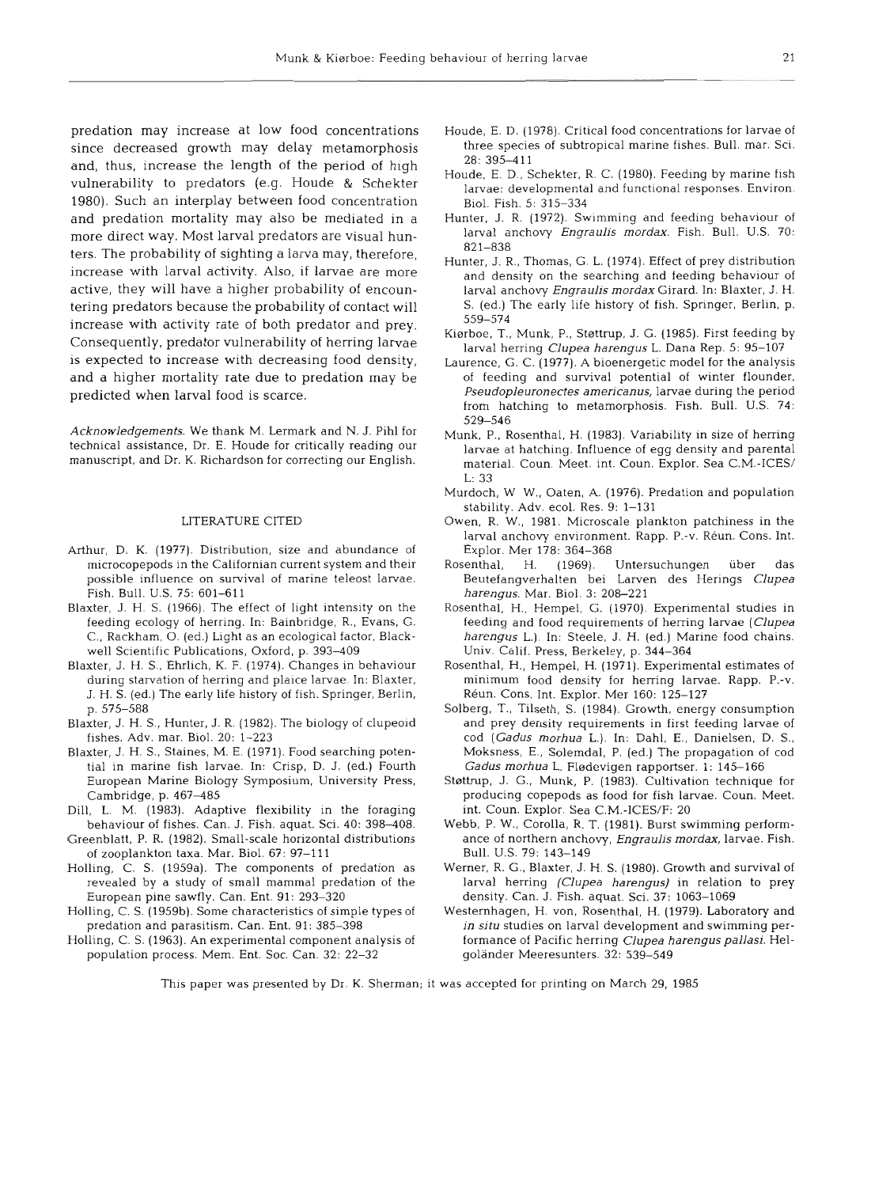predation may increase at low food concentrations since decreased growth may delay metamorphosis and, thus, increase the length of the period of high vulnerability to predators (e.g. Houde & Schekter 1980). Such an interplay between food concentration and predation mortality may also be mediated in a more direct way. Most larval predators are visual hunters. The probability of sighting a larva may, therefore, increase with larval activity. Also, if larvae are more active, they will have a higher probability of encountering predators because the probability of contact will increase with activity rate of both predator and prey. Consequently, predator vulnerability of herring larvae is expected to increase with decreasing food density, and a higher mortality rate due to predation may be predicted when larval food is scarce.

*Acknowledgements.* We thank M. Lermark and N. J. Pihl for technical assistance, Dr. E. Houde for critically reading our manuscript, and Dr. K. Richardson for correcting our English.

## LITERATURE CITED

- Arthur, D. K. (1977). Distribution, size and abundance of microcopepods in the Californian current system and their possible influence on survival of marine teleost larvae. Fish. Bull. U.S. 75: 601–611
- Blaxter, J. H. S. (1966). The effect of light intensity on the feeding ecology of herring. In: Bainbridge, R., Evans, G. C., Rackham, O. (ed.) Light as an ecological factor, Blackwell Scientific Publications, Oxford, p. 393–409
- Blaxter, J. H. S., Ehrlich, K. F. (1974). Changes in behaviour during starvation of herring and plaice larvae. In: Blaxter, J. H. S. (ed.) The early life history of fish. Springer, Berlin, p. 575–588
- Blaxter, J. H. S., Hunter, J. R. (1982). The biology of clupeoid fishes. Adv. mar. Biol. 20: 1–223
- Blaxter, J. H. S., Staines, M. E. (1971). Food searching potential in marine fish larvae. In: Crisp, D. J. (ed.) Fourth European Marine Biology Symposium, University Press, Cambridge, p. 467–485
- Dill, L. M. (1983). Adaptive flexibility in the foraging behaviour of fishes. Can. J. Fish. aquat. Sci. 40: 398–408.
- Greenblatt, P. R. (1982). Small-scale horizontal distributions of zooplankton taxa. Mar. Biol. 67: 97–111
- Holling, C. S. (1959a). The components of predation as revealed by a study of small mammal predation of the European pine sawfly. Can. Ent. 91: 293–320
- Holling, C. S. (1959b). Some characteristics of simple types of predation and parasitism. Can. Ent. 91: 385–398
- Holling, C. S. (1963). An experimental component analysis of population process. Mem. Ent. Soc. Can. 32: 22–32
- Houde, E. D. (1978). Critical food concentrations for larvae of three species of subtropical marine fishes. Bull. mar. Sci. 28: 395–411
- Houde, E. D., Schekter, R. C. (1980). Feeding by marine fish larvae: developmental and functional responses. Environ. Biol. Fish. 5: 315–334
- Hunter, J. R. (1972). Swimming and feeding behaviour of larval anchovy *Engraulis mordax*. Fish. Bull. U.S. 70: 821–838
- Hunter, J. R., Thomas, G. L. (1974). Effect of prey distribution and density on the searching and feeding behaviour of larval anchovy *Engraulis mordax* Girard. In: Blaxter, J. H. S. (ed.) The early life history of fish. Springer, Berlin, p. 559–574
- Kiørboe, T., Munk, P., Støttrup, J. G. (1985). First feeding by larval herring *Clupea harengus* L. Dana Rep. 5: 95–107
- Laurence, G. C. (1977). A bioenergetic model for the analysis of feeding and survival potential of winter flounder, *Pseudopleuronectes americanus*, larvae during the period from hatching to metamorphosis. Fish. Bull. U.S. 74: 529–546
- Munk, P., Rosenthal, H. (1983). Variability in size of herring larvae at hatching. Influence of egg density and parental material. Coun. Meet. int. Coun. Explor. Sea C.M.-ICES/L: 33
- Murdoch, W W., Oaten, A. (1976). Predation and population stability. Adv. ecol. Res. 9: 1–131
- Owen, R. W., 1981. Microscale plankton patchiness in the larval anchovy environment. Rapp. P.-v. Réun. Cons. Int. Explor. Mer 178: 364–368
- Rosenthal, H. (1969). Untersuchungen über das Beutefangverhalten bei Larven des Herings *Clupea harengus*. Mar. Biol. 3: 208–221
- Rosenthal, H., Hempel, G. (1970). Experimental studies in feeding and food requirements of herring larvae (*Clupea harengus* L.). In: Steele, J. H. (ed.) Marine food chains. Univ. Calif. Press, Berkeley, p. 344–364
- Rosenthal, H., Hempel, H. (1971). Experimental estimates of minimum food density for herring larvae. Rapp. P.-v. Réun. Cons. Int. Explor. Mer 160: 125–127
- Solberg, T., Tilseth, S. (1984). Growth, energy consumption and prey density requirements in first feeding larvae of cod (*Gadus morhua* L.). In: Dahl, E., Danielsen, D. S., Moksness, E., Solemdal, P. (ed.) The propagation of cod *Gadus morhua* L. Flødevigen rapportser. 1: 145–166
- Støttrup, J. G., Munk, P. (1983). Cultivation technique for producing copepods as food for fish larvae. Coun. Meet. int. Coun. Explor. Sea C.M.-ICES/F: 20
- Webb, P. W., Corolla, R. T. (1981). Burst swimming performance of northern anchovy, *Engraulis mordax*, larvae. Fish. Bull. U.S. 79: 143–149
- Werner, R. G., Blaxter, J. H. S. (1980). Growth and survival of larval herring (*Clupea harengus*) in relation to prey density. Can. J. Fish. aquat. Sci. 37: 1063–1069
- Westernhagen, H. von, Rosenthal, H. (1979). Laboratory and *in situ* studies on larval development and swimming performance of Pacific herring *Clupea harengus pallasi*. Helgoländer Meeresunters. 32: 539–549

This paper was presented by Dr. K. Sherman; it was accepted for printing on March 29, 1985